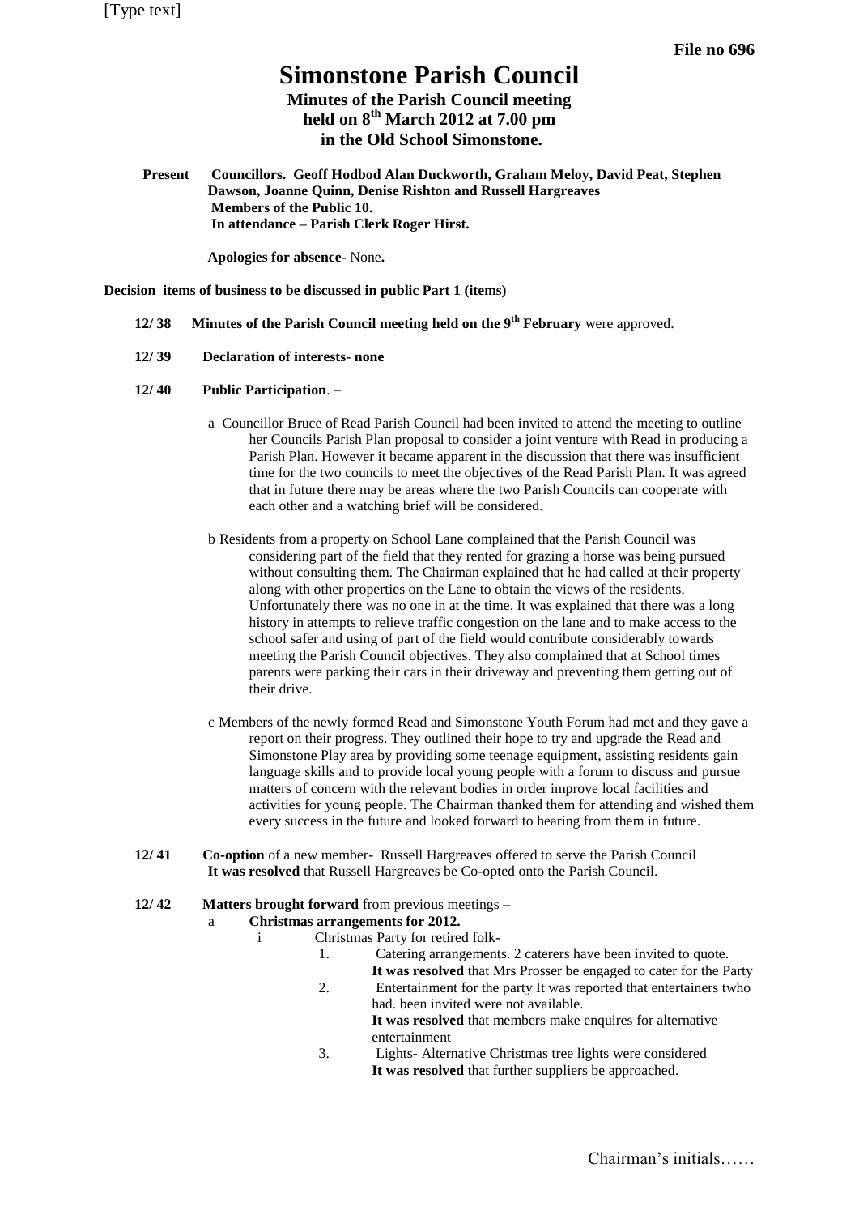**File no 696**

# Simonstone Parish Council

**Minutes of the Parish Council meeting held on 8th March 2012 at 7.00 pm in the Old School Simonstone.**

**Present** **Councillors. Geoff Hodbod Alan Duckworth, Graham Meloy, David Peat, Stephen Dawson, Joanne Quinn, Denise Rishton and Russell Hargreaves**
**Members of the Public 10.**
**In attendance – Parish Clerk Roger Hirst.**

**Apologies for absence-** None**.**

**Decision items of business to be discussed in public Part 1 (items)**

**12/ 38** **Minutes of the Parish Council meeting held on the 9th February** were approved.

**12/ 39** **Declaration of interests- none**

**12/ 40** **Public Participation**. –

a Councillor Bruce of Read Parish Council had been invited to attend the meeting to outline her Councils Parish Plan proposal to consider a joint venture with Read in producing a Parish Plan. However it became apparent in the discussion that there was insufficient time for the two councils to meet the objectives of the Read Parish Plan. It was agreed that in future there may be areas where the two Parish Councils can cooperate with each other and a watching brief will be considered.

b Residents from a property on School Lane complained that the Parish Council was considering part of the field that they rented for grazing a horse was being pursued without consulting them. The Chairman explained that he had called at their property along with other properties on the Lane to obtain the views of the residents. Unfortunately there was no one in at the time. It was explained that there was a long history in attempts to relieve traffic congestion on the lane and to make access to the school safer and using of part of the field would contribute considerably towards meeting the Parish Council objectives. They also complained that at School times parents were parking their cars in their driveway and preventing them getting out of their drive.

c Members of the newly formed Read and Simonstone Youth Forum had met and they gave a report on their progress. They outlined their hope to try and upgrade the Read and Simonstone Play area by providing some teenage equipment, assisting residents gain language skills and to provide local young people with a forum to discuss and pursue matters of concern with the relevant bodies in order improve local facilities and activities for young people. The Chairman thanked them for attending and wished them every success in the future and looked forward to hearing from them in future.

**12/ 41** **Co-option** of a new member- Russell Hargreaves offered to serve the Parish Council
**It was resolved** that Russell Hargreaves be Co-opted onto the Parish Council.

**12/ 42** **Matters brought forward** from previous meetings –

a **Christmas arrangements for 2012.**

i Christmas Party for retired folk-

1. Catering arrangements. 2 caterers have been invited to quote.
**It was resolved** that Mrs Prosser be engaged to cater for the Party
2. Entertainment for the party It was reported that entertainers twho had. been invited were not available.
**It was resolved** that members make enquires for alternative entertainment
3. Lights- Alternative Christmas tree lights were considered
**It was resolved** that further suppliers be approached.

Chairman's initials……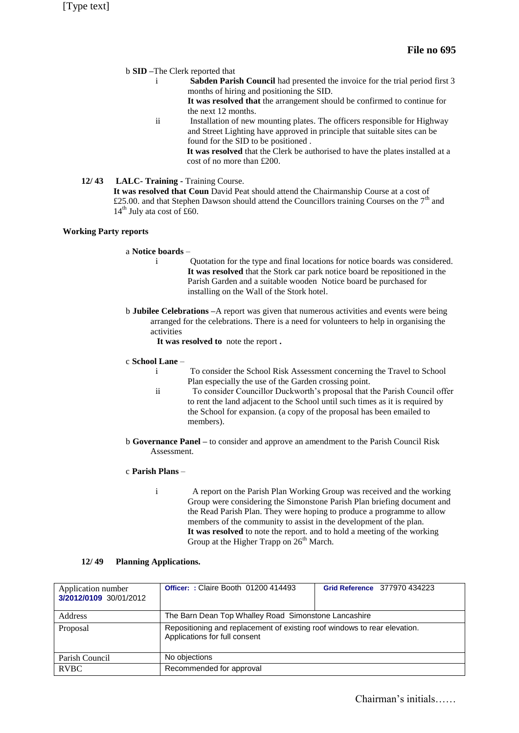**File no 695**

b **SID** –The Clerk reported that

i **Sabden Parish Council** had presented the invoice for the trial period first 3 months of hiring and positioning the SID.
**It was resolved that** the arrangement should be confirmed to continue for the next 12 months.

ii Installation of new mounting plates. The officers responsible for Highway and Street Lighting have approved in principle that suitable sites can be found for the SID to be positioned .
**It was resolved** that the Clerk be authorised to have the plates installed at a cost of no more than £200.

**12/ 43 LALC- Training -** Training Course.
**It was resolved that Coun** David Peat should attend the Chairmanship Course at a cost of £25.00. and that Stephen Dawson should attend the Councillors training Courses on the 7th and 14th July ata cost of £60.

**Working Party reports**

a **Notice boards** –

i Quotation for the type and final locations for notice boards was considered. **It was resolved** that the Stork car park notice board be repositioned in the Parish Garden and a suitable wooden Notice board be purchased for installing on the Wall of the Stork hotel.

b **Jubilee Celebrations** –A report was given that numerous activities and events were being arranged for the celebrations. There is a need for volunteers to help in organising the activities
**It was resolved to** note the report **.**

c **School Lane** –

i To consider the School Risk Assessment concerning the Travel to School Plan especially the use of the Garden crossing point.

ii To consider Councillor Duckworth's proposal that the Parish Council offer to rent the land adjacent to the School until such times as it is required by the School for expansion. (a copy of the proposal has been emailed to members).

b **Governance Panel** – to consider and approve an amendment to the Parish Council Risk Assessment.

c **Parish Plans** –

i A report on the Parish Plan Working Group was received and the working Group were considering the Simonstone Parish Plan briefing document and the Read Parish Plan. They were hoping to produce a programme to allow members of the community to assist in the development of the plan.
**It was resolved** to note the report. and to hold a meeting of the working Group at the Higher Trapp on 26th March.

**12/ 49 Planning Applications.**

| Application number **3/2012/0109** 30/01/2012 | **Officer: :** Claire Booth 01200 414493 | **Grid Reference** 377970 434223 |
|---|---|---|
| Address | The Barn Dean Top Whalley Road Simonstone Lancashire | |
| Proposal | Repositioning and replacement of existing roof windows to rear elevation. Applications for full consent | |
| Parish Council | No objections | |
| RVBC | Recommended for approval | |

Chairman's initials……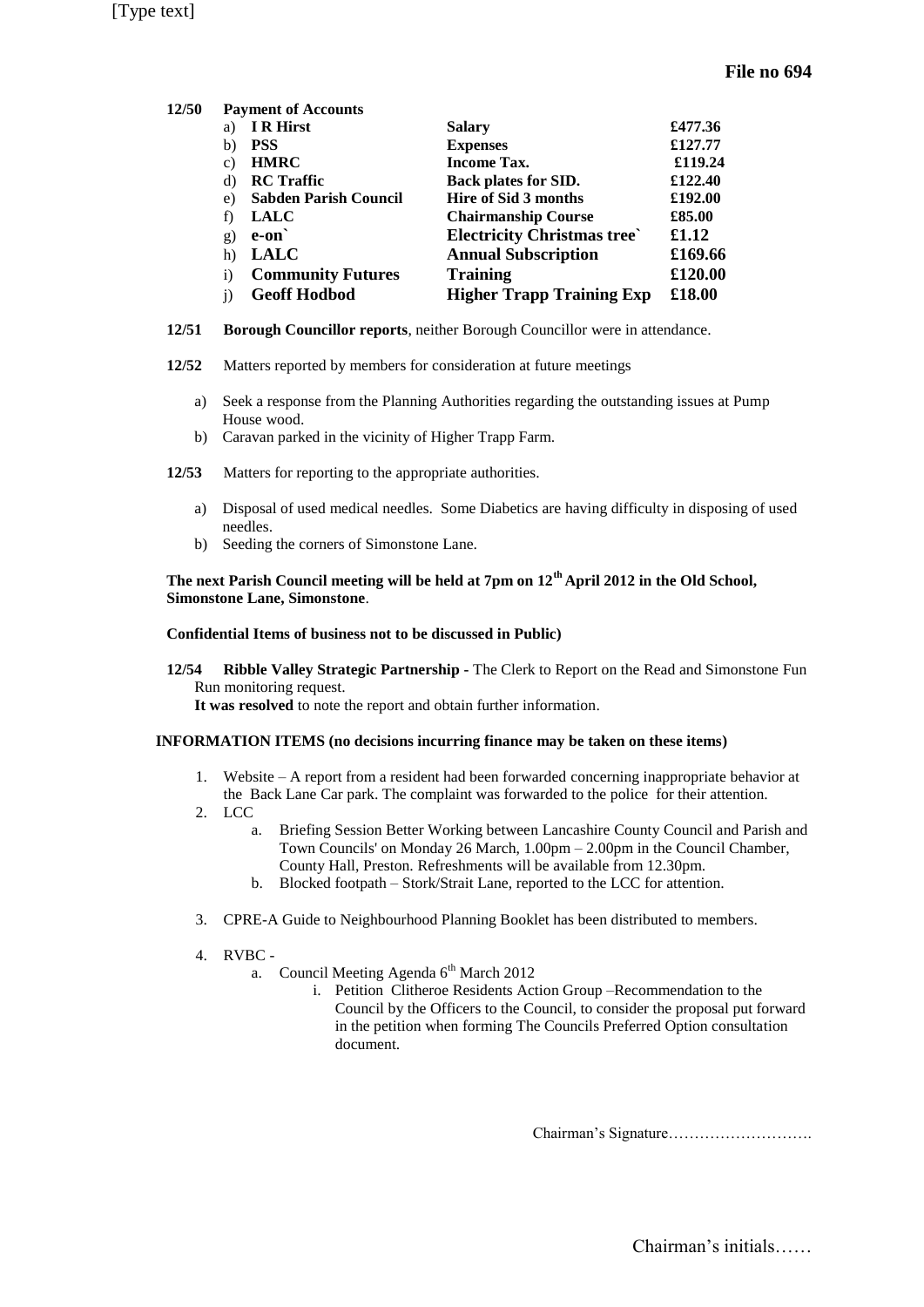**File no 694**

**12/50 Payment of Accounts**

| | | | |
|---|---|---|---|
| a) | **I R Hirst** | **Salary** | **£477.36** |
| b) | **PSS** | **Expenses** | **£127.77** |
| c) | **HMRC** | **Income Tax.** | **£119.24** |
| d) | **RC Traffic** | **Back plates for SID.** | **£122.40** |
| e) | **Sabden Parish Council** | **Hire of Sid 3 months** | **£192.00** |
| f) | **LALC** | **Chairmanship Course** | **£85.00** |
| g) | **e-on`** | **Electricity Christmas tree`** | **£1.12** |
| h) | **LALC** | **Annual Subscription** | **£169.66** |
| i) | **Community Futures** | **Training** | **£120.00** |
| j) | **Geoff Hodbod** | **Higher Trapp Training Exp** | **£18.00** |

**12/51** **Borough Councillor reports**, neither Borough Councillor were in attendance.

**12/52** Matters reported by members for consideration at future meetings

a) Seek a response from the Planning Authorities regarding the outstanding issues at Pump House wood.
b) Caravan parked in the vicinity of Higher Trapp Farm.

**12/53** Matters for reporting to the appropriate authorities.

a) Disposal of used medical needles. Some Diabetics are having difficulty in disposing of used needles.
b) Seeding the corners of Simonstone Lane.

**The next Parish Council meeting will be held at 7pm on 12th April 2012 in the Old School, Simonstone Lane, Simonstone**.

**Confidential Items of business not to be discussed in Public)**

**12/54** **Ribble Valley Strategic Partnership -** The Clerk to Report on the Read and Simonstone Fun Run monitoring request.
**It was resolved** to note the report and obtain further information.

**INFORMATION ITEMS (no decisions incurring finance may be taken on these items)**

1. Website – A report from a resident had been forwarded concerning inappropriate behavior at the Back Lane Car park. The complaint was forwarded to the police for their attention.
2. LCC
   a. Briefing Session Better Working between Lancashire County Council and Parish and Town Councils' on Monday 26 March, 1.00pm – 2.00pm in the Council Chamber, County Hall, Preston. Refreshments will be available from 12.30pm.
   b. Blocked footpath – Stork/Strait Lane, reported to the LCC for attention.
3. CPRE-A Guide to Neighbourhood Planning Booklet has been distributed to members.
4. RVBC -
   a. Council Meeting Agenda 6th March 2012
      i. Petition Clitheroe Residents Action Group –Recommendation to the Council by the Officers to the Council, to consider the proposal put forward in the petition when forming The Councils Preferred Option consultation document.

Chairman's Signature……………………….

Chairman's initials……